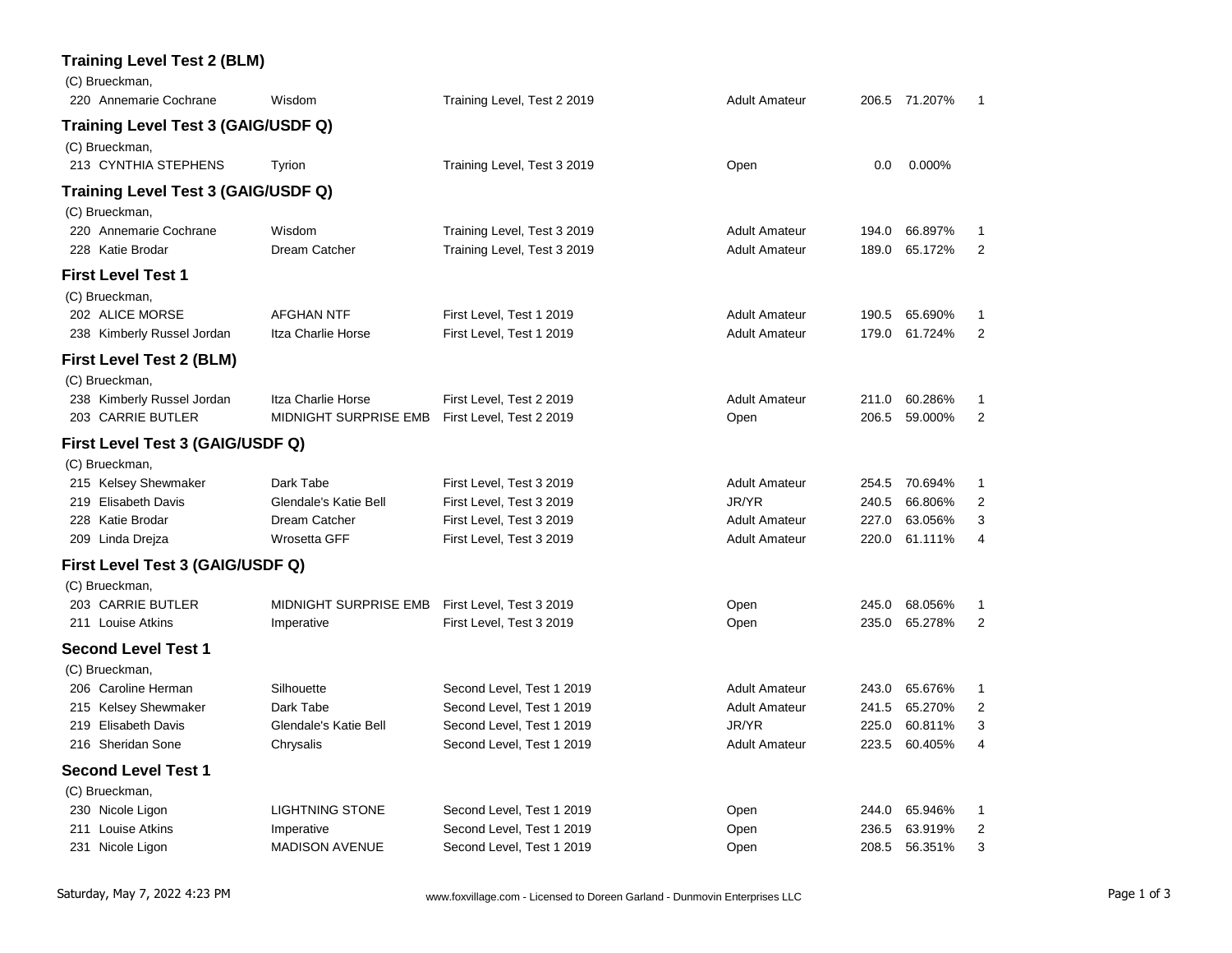### Training Level Test 2 (BLM)

(C) Brueckman,

| No. | Rider | Horse | Test | Division | Score | Percent | Place |
|---|---|---|---|---|---|---|---|
| 220 | Annemarie Cochrane | Wisdom | Training Level, Test 2 2019 | Adult Amateur | 206.5 | 71.207% | 1 |

### Training Level Test 3 (GAIG/USDF Q)

(C) Brueckman,

| No. | Rider | Horse | Test | Division | Score | Percent | Place |
|---|---|---|---|---|---|---|---|
| 213 | CYNTHIA STEPHENS | Tyrion | Training Level, Test 3 2019 | Open | 0.0 | 0.000% | |

### Training Level Test 3 (GAIG/USDF Q)

(C) Brueckman,

| No. | Rider | Horse | Test | Division | Score | Percent | Place |
|---|---|---|---|---|---|---|---|
| 220 | Annemarie Cochrane | Wisdom | Training Level, Test 3 2019 | Adult Amateur | 194.0 | 66.897% | 1 |
| 228 | Katie Brodar | Dream Catcher | Training Level, Test 3 2019 | Adult Amateur | 189.0 | 65.172% | 2 |

### First Level Test 1

(C) Brueckman,

| No. | Rider | Horse | Test | Division | Score | Percent | Place |
|---|---|---|---|---|---|---|---|
| 202 | ALICE MORSE | AFGHAN NTF | First Level, Test 1 2019 | Adult Amateur | 190.5 | 65.690% | 1 |
| 238 | Kimberly Russel Jordan | Itza Charlie Horse | First Level, Test 1 2019 | Adult Amateur | 179.0 | 61.724% | 2 |

### First Level Test 2 (BLM)

(C) Brueckman,

| No. | Rider | Horse | Test | Division | Score | Percent | Place |
|---|---|---|---|---|---|---|---|
| 238 | Kimberly Russel Jordan | Itza Charlie Horse | First Level, Test 2 2019 | Adult Amateur | 211.0 | 60.286% | 1 |
| 203 | CARRIE BUTLER | MIDNIGHT SURPRISE EMB | First Level, Test 2 2019 | Open | 206.5 | 59.000% | 2 |

### First Level Test 3 (GAIG/USDF Q)

(C) Brueckman,

| No. | Rider | Horse | Test | Division | Score | Percent | Place |
|---|---|---|---|---|---|---|---|
| 215 | Kelsey Shewmaker | Dark Tabe | First Level, Test 3 2019 | Adult Amateur | 254.5 | 70.694% | 1 |
| 219 | Elisabeth Davis | Glendale's Katie Bell | First Level, Test 3 2019 | JR/YR | 240.5 | 66.806% | 2 |
| 228 | Katie Brodar | Dream Catcher | First Level, Test 3 2019 | Adult Amateur | 227.0 | 63.056% | 3 |
| 209 | Linda Drejza | Wrosetta GFF | First Level, Test 3 2019 | Adult Amateur | 220.0 | 61.111% | 4 |

### First Level Test 3 (GAIG/USDF Q)

(C) Brueckman,

| No. | Rider | Horse | Test | Division | Score | Percent | Place |
|---|---|---|---|---|---|---|---|
| 203 | CARRIE BUTLER | MIDNIGHT SURPRISE EMB | First Level, Test 3 2019 | Open | 245.0 | 68.056% | 1 |
| 211 | Louise Atkins | Imperative | First Level, Test 3 2019 | Open | 235.0 | 65.278% | 2 |

### Second Level Test 1

(C) Brueckman,

| No. | Rider | Horse | Test | Division | Score | Percent | Place |
|---|---|---|---|---|---|---|---|
| 206 | Caroline Herman | Silhouette | Second Level, Test 1 2019 | Adult Amateur | 243.0 | 65.676% | 1 |
| 215 | Kelsey Shewmaker | Dark Tabe | Second Level, Test 1 2019 | Adult Amateur | 241.5 | 65.270% | 2 |
| 219 | Elisabeth Davis | Glendale's Katie Bell | Second Level, Test 1 2019 | JR/YR | 225.0 | 60.811% | 3 |
| 216 | Sheridan Sone | Chrysalis | Second Level, Test 1 2019 | Adult Amateur | 223.5 | 60.405% | 4 |

### Second Level Test 1

(C) Brueckman,

| No. | Rider | Horse | Test | Division | Score | Percent | Place |
|---|---|---|---|---|---|---|---|
| 230 | Nicole Ligon | LIGHTNING STONE | Second Level, Test 1 2019 | Open | 244.0 | 65.946% | 1 |
| 211 | Louise Atkins | Imperative | Second Level, Test 1 2019 | Open | 236.5 | 63.919% | 2 |
| 231 | Nicole Ligon | MADISON AVENUE | Second Level, Test 1 2019 | Open | 208.5 | 56.351% | 3 |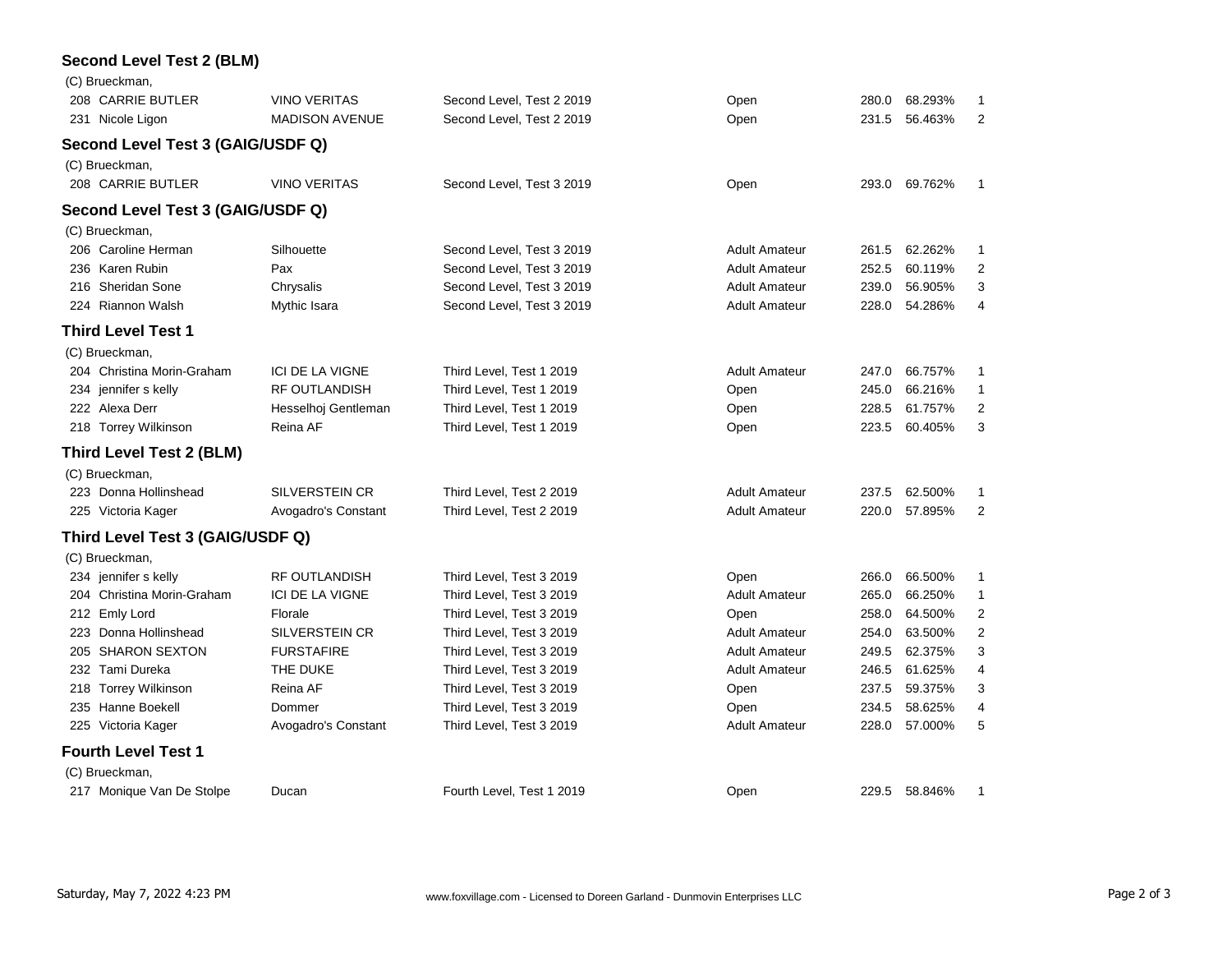### Second Level Test 2 (BLM)

(C) Brueckman,

| No. | Rider | Horse | Test | Division | Score | Percent | Place |
|---|---|---|---|---|---|---|---|
| 208 | CARRIE BUTLER | VINO VERITAS | Second Level, Test 2 2019 | Open | 280.0 | 68.293% | 1 |
| 231 | Nicole Ligon | MADISON AVENUE | Second Level, Test 2 2019 | Open | 231.5 | 56.463% | 2 |

### Second Level Test 3 (GAIG/USDF Q)

(C) Brueckman,

| No. | Rider | Horse | Test | Division | Score | Percent | Place |
|---|---|---|---|---|---|---|---|
| 208 | CARRIE BUTLER | VINO VERITAS | Second Level, Test 3 2019 | Open | 293.0 | 69.762% | 1 |

### Second Level Test 3 (GAIG/USDF Q)

(C) Brueckman,

| No. | Rider | Horse | Test | Division | Score | Percent | Place |
|---|---|---|---|---|---|---|---|
| 206 | Caroline Herman | Silhouette | Second Level, Test 3 2019 | Adult Amateur | 261.5 | 62.262% | 1 |
| 236 | Karen Rubin | Pax | Second Level, Test 3 2019 | Adult Amateur | 252.5 | 60.119% | 2 |
| 216 | Sheridan Sone | Chrysalis | Second Level, Test 3 2019 | Adult Amateur | 239.0 | 56.905% | 3 |
| 224 | Riannon Walsh | Mythic Isara | Second Level, Test 3 2019 | Adult Amateur | 228.0 | 54.286% | 4 |

### Third Level Test 1

(C) Brueckman,

| No. | Rider | Horse | Test | Division | Score | Percent | Place |
|---|---|---|---|---|---|---|---|
| 204 | Christina Morin-Graham | ICI DE LA VIGNE | Third Level, Test 1 2019 | Adult Amateur | 247.0 | 66.757% | 1 |
| 234 | jennifer s kelly | RF OUTLANDISH | Third Level, Test 1 2019 | Open | 245.0 | 66.216% | 1 |
| 222 | Alexa Derr | Hesselhoj Gentleman | Third Level, Test 1 2019 | Open | 228.5 | 61.757% | 2 |
| 218 | Torrey Wilkinson | Reina AF | Third Level, Test 1 2019 | Open | 223.5 | 60.405% | 3 |

### Third Level Test 2 (BLM)

(C) Brueckman,

| No. | Rider | Horse | Test | Division | Score | Percent | Place |
|---|---|---|---|---|---|---|---|
| 223 | Donna Hollinshead | SILVERSTEIN CR | Third Level, Test 2 2019 | Adult Amateur | 237.5 | 62.500% | 1 |
| 225 | Victoria Kager | Avogadro's Constant | Third Level, Test 2 2019 | Adult Amateur | 220.0 | 57.895% | 2 |

### Third Level Test 3 (GAIG/USDF Q)

(C) Brueckman,

| No. | Rider | Horse | Test | Division | Score | Percent | Place |
|---|---|---|---|---|---|---|---|
| 234 | jennifer s kelly | RF OUTLANDISH | Third Level, Test 3 2019 | Open | 266.0 | 66.500% | 1 |
| 204 | Christina Morin-Graham | ICI DE LA VIGNE | Third Level, Test 3 2019 | Adult Amateur | 265.0 | 66.250% | 1 |
| 212 | Emly Lord | Florale | Third Level, Test 3 2019 | Open | 258.0 | 64.500% | 2 |
| 223 | Donna Hollinshead | SILVERSTEIN CR | Third Level, Test 3 2019 | Adult Amateur | 254.0 | 63.500% | 2 |
| 205 | SHARON SEXTON | FURSTAFIRE | Third Level, Test 3 2019 | Adult Amateur | 249.5 | 62.375% | 3 |
| 232 | Tami Dureka | THE DUKE | Third Level, Test 3 2019 | Adult Amateur | 246.5 | 61.625% | 4 |
| 218 | Torrey Wilkinson | Reina AF | Third Level, Test 3 2019 | Open | 237.5 | 59.375% | 3 |
| 235 | Hanne Boekell | Dommer | Third Level, Test 3 2019 | Open | 234.5 | 58.625% | 4 |
| 225 | Victoria Kager | Avogadro's Constant | Third Level, Test 3 2019 | Adult Amateur | 228.0 | 57.000% | 5 |

### Fourth Level Test 1

(C) Brueckman,

| No. | Rider | Horse | Test | Division | Score | Percent | Place |
|---|---|---|---|---|---|---|---|
| 217 | Monique Van De Stolpe | Ducan | Fourth Level, Test 1 2019 | Open | 229.5 | 58.846% | 1 |

Saturday, May 7, 2022 4:23 PM

www.foxvillage.com - Licensed to Doreen Garland - Dunmovin Enterprises LLC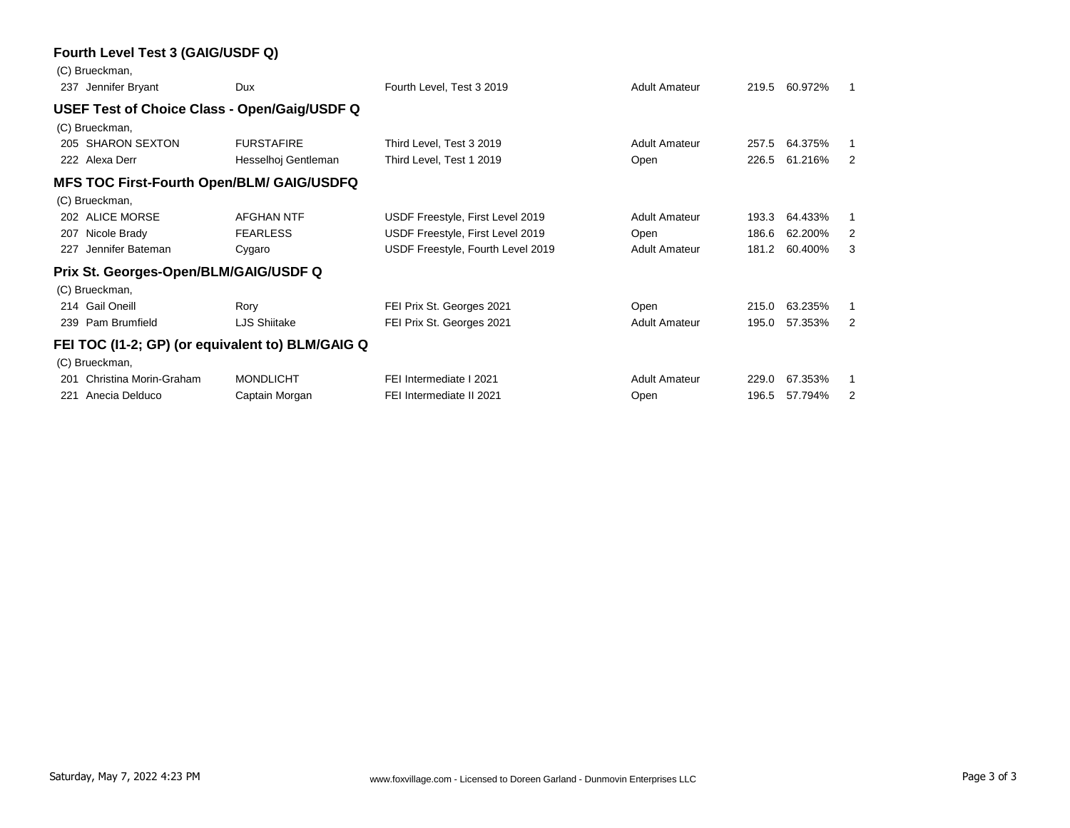## Fourth Level Test 3 (GAIG/USDF Q)

(C) Brueckman,

| No. | Rider | Horse | Test | Division | Score | Percent | Place |
|---|---|---|---|---|---|---|---|
| 237 | Jennifer Bryant | Dux | Fourth Level, Test 3 2019 | Adult Amateur | 219.5 | 60.972% | 1 |

## USEF Test of Choice Class - Open/Gaig/USDF Q

(C) Brueckman,

| No. | Rider | Horse | Test | Division | Score | Percent | Place |
|---|---|---|---|---|---|---|---|
| 205 | SHARON SEXTON | FURSTAFIRE | Third Level, Test 3 2019 | Adult Amateur | 257.5 | 64.375% | 1 |
| 222 | Alexa Derr | Hesselhoj Gentleman | Third Level, Test 1 2019 | Open | 226.5 | 61.216% | 2 |

## MFS TOC First-Fourth Open/BLM/ GAIG/USDFQ

(C) Brueckman,

| No. | Rider | Horse | Test | Division | Score | Percent | Place |
|---|---|---|---|---|---|---|---|
| 202 | ALICE MORSE | AFGHAN NTF | USDF Freestyle, First Level 2019 | Adult Amateur | 193.3 | 64.433% | 1 |
| 207 | Nicole Brady | FEARLESS | USDF Freestyle, First Level 2019 | Open | 186.6 | 62.200% | 2 |
| 227 | Jennifer Bateman | Cygaro | USDF Freestyle, Fourth Level 2019 | Adult Amateur | 181.2 | 60.400% | 3 |

## Prix St. Georges-Open/BLM/GAIG/USDF Q

(C) Brueckman,

| No. | Rider | Horse | Test | Division | Score | Percent | Place |
|---|---|---|---|---|---|---|---|
| 214 | Gail Oneill | Rory | FEI Prix St. Georges 2021 | Open | 215.0 | 63.235% | 1 |
| 239 | Pam Brumfield | LJS Shiitake | FEI Prix St. Georges 2021 | Adult Amateur | 195.0 | 57.353% | 2 |

## FEI TOC (I1-2; GP) (or equivalent to) BLM/GAIG Q

(C) Brueckman,

| No. | Rider | Horse | Test | Division | Score | Percent | Place |
|---|---|---|---|---|---|---|---|
| 201 | Christina Morin-Graham | MONDLICHT | FEI Intermediate I 2021 | Adult Amateur | 229.0 | 67.353% | 1 |
| 221 | Anecia Delduco | Captain Morgan | FEI Intermediate II 2021 | Open | 196.5 | 57.794% | 2 |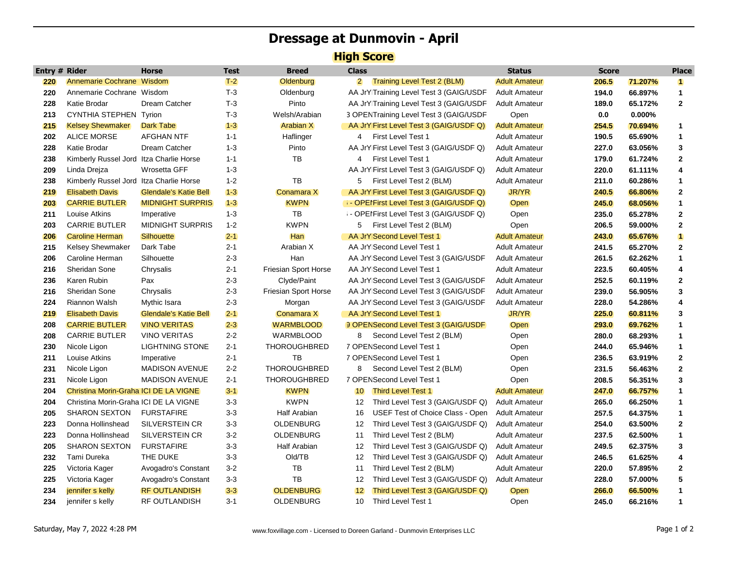# Dressage at Dunmovin - April

## High Score

| Entry # | Rider | Horse | Test | Breed | Class | | Status | Score | | Place |
|---|---|---|---|---|---|---|---|---|---|---|
| 220 | Annemarie Cochrane | Wisdom | T-2 | Oldenburg | 2 | Training Level Test 2 (BLM) | Adult Amateur | 206.5 | 71.207% | 1 |
| 220 | Annemarie Cochrane | Wisdom | T-3 | Oldenburg | AA JrY | Training Level Test 3 (GAIG/USDF | Adult Amateur | 194.0 | 66.897% | 1 |
| 228 | Katie Brodar | Dream Catcher | T-3 | Pinto | AA JrY | Training Level Test 3 (GAIG/USDF | Adult Amateur | 189.0 | 65.172% | 2 |
| 213 | CYNTHIA STEPHEN | Tyrion | T-3 | Welsh/Arabian | 3 OPEN | Training Level Test 3 (GAIG/USDF | Open | 0.0 | 0.000% | |
| 215 | Kelsey Shewmaker | Dark Tabe | 1-3 | Arabian X | AA JrY | First Level Test 3 (GAIG/USDF Q) | Adult Amateur | 254.5 | 70.694% | 1 |
| 202 | ALICE MORSE | AFGHAN NTF | 1-1 | Haflinger | 4 | First Level Test 1 | Adult Amateur | 190.5 | 65.690% | 1 |
| 228 | Katie Brodar | Dream Catcher | 1-3 | Pinto | AA JrY | First Level Test 3 (GAIG/USDF Q) | Adult Amateur | 227.0 | 63.056% | 3 |
| 238 | Kimberly Russel Jord | Itza Charlie Horse | 1-1 | TB | 4 | First Level Test 1 | Adult Amateur | 179.0 | 61.724% | 2 |
| 209 | Linda Drejza | Wrosetta GFF | 1-3 | | AA JrY | First Level Test 3 (GAIG/USDF Q) | Adult Amateur | 220.0 | 61.111% | 4 |
| 238 | Kimberly Russel Jord | Itza Charlie Horse | 1-2 | TB | 5 | First Level Test 2 (BLM) | Adult Amateur | 211.0 | 60.286% | 1 |
| 219 | Elisabeth Davis | Glendale's Katie Bell | 1-3 | Conamara X | AA JrY | First Level Test 3 (GAIG/USDF Q) | JR/YR | 240.5 | 66.806% | 2 |
| 203 | CARRIE BUTLER | MIDNIGHT SURPRIS | 1-3 | KWPN | - OPEN | First Level Test 3 (GAIG/USDF Q) | Open | 245.0 | 68.056% | 1 |
| 211 | Louise Atkins | Imperative | 1-3 | TB | - OPEN | First Level Test 3 (GAIG/USDF Q) | Open | 235.0 | 65.278% | 2 |
| 203 | CARRIE BUTLER | MIDNIGHT SURPRIS | 1-2 | KWPN | 5 | First Level Test 2 (BLM) | Open | 206.5 | 59.000% | 2 |
| 206 | Caroline Herman | Silhouette | 2-1 | Han | AA JrY | Second Level Test 1 | Adult Amateur | 243.0 | 65.676% | 1 |
| 215 | Kelsey Shewmaker | Dark Tabe | 2-1 | Arabian X | AA JrY | Second Level Test 1 | Adult Amateur | 241.5 | 65.270% | 2 |
| 206 | Caroline Herman | Silhouette | 2-3 | Han | AA JrY | Second Level Test 3 (GAIG/USDF | Adult Amateur | 261.5 | 62.262% | 1 |
| 216 | Sheridan Sone | Chrysalis | 2-1 | Friesian Sport Horse | AA JrY | Second Level Test 1 | Adult Amateur | 223.5 | 60.405% | 4 |
| 236 | Karen Rubin | Pax | 2-3 | Clyde/Paint | AA JrY | Second Level Test 3 (GAIG/USDF | Adult Amateur | 252.5 | 60.119% | 2 |
| 216 | Sheridan Sone | Chrysalis | 2-3 | Friesian Sport Horse | AA JrY | Second Level Test 3 (GAIG/USDF | Adult Amateur | 239.0 | 56.905% | 3 |
| 224 | Riannon Walsh | Mythic Isara | 2-3 | Morgan | AA JrY | Second Level Test 3 (GAIG/USDF | Adult Amateur | 228.0 | 54.286% | 4 |
| 219 | Elisabeth Davis | Glendale's Katie Bell | 2-1 | Conamara X | AA JrY | Second Level Test 1 | JR/YR | 225.0 | 60.811% | 3 |
| 208 | CARRIE BUTLER | VINO VERITAS | 2-3 | WARMBLOOD | 9 OPEN | Second Level Test 3 (GAIG/USDF | Open | 293.0 | 69.762% | 1 |
| 208 | CARRIE BUTLER | VINO VERITAS | 2-2 | WARMBLOOD | 8 | Second Level Test 2 (BLM) | Open | 280.0 | 68.293% | 1 |
| 230 | Nicole Ligon | LIGHTNING STONE | 2-1 | THOROUGHBRED | 7 OPEN | Second Level Test 1 | Open | 244.0 | 65.946% | 1 |
| 211 | Louise Atkins | Imperative | 2-1 | TB | 7 OPEN | Second Level Test 1 | Open | 236.5 | 63.919% | 2 |
| 231 | Nicole Ligon | MADISON AVENUE | 2-2 | THOROUGHBRED | 8 | Second Level Test 2 (BLM) | Open | 231.5 | 56.463% | 2 |
| 231 | Nicole Ligon | MADISON AVENUE | 2-1 | THOROUGHBRED | 7 OPEN | Second Level Test 1 | Open | 208.5 | 56.351% | 3 |
| 204 | Christina Morin-Graha | ICI DE LA VIGNE | 3-1 | KWPN | 10 | Third Level Test 1 | Adult Amateur | 247.0 | 66.757% | 1 |
| 204 | Christina Morin-Graha | ICI DE LA VIGNE | 3-3 | KWPN | 12 | Third Level Test 3 (GAIG/USDF Q) | Adult Amateur | 265.0 | 66.250% | 1 |
| 205 | SHARON SEXTON | FURSTAFIRE | 3-3 | Half Arabian | 16 | USEF Test of Choice Class - Open | Adult Amateur | 257.5 | 64.375% | 1 |
| 223 | Donna Hollinshead | SILVERSTEIN CR | 3-3 | OLDENBURG | 12 | Third Level Test 3 (GAIG/USDF Q) | Adult Amateur | 254.0 | 63.500% | 2 |
| 223 | Donna Hollinshead | SILVERSTEIN CR | 3-2 | OLDENBURG | 11 | Third Level Test 2 (BLM) | Adult Amateur | 237.5 | 62.500% | 1 |
| 205 | SHARON SEXTON | FURSTAFIRE | 3-3 | Half Arabian | 12 | Third Level Test 3 (GAIG/USDF Q) | Adult Amateur | 249.5 | 62.375% | 3 |
| 232 | Tami Dureka | THE DUKE | 3-3 | Old/TB | 12 | Third Level Test 3 (GAIG/USDF Q) | Adult Amateur | 246.5 | 61.625% | 4 |
| 225 | Victoria Kager | Avogadro's Constant | 3-2 | TB | 11 | Third Level Test 2 (BLM) | Adult Amateur | 220.0 | 57.895% | 2 |
| 225 | Victoria Kager | Avogadro's Constant | 3-3 | TB | 12 | Third Level Test 3 (GAIG/USDF Q) | Adult Amateur | 228.0 | 57.000% | 5 |
| 234 | jennifer s kelly | RF OUTLANDISH | 3-3 | OLDENBURG | 12 | Third Level Test 3 (GAIG/USDF Q) | Open | 266.0 | 66.500% | 1 |
| 234 | jennifer s kelly | RF OUTLANDISH | 3-1 | OLDENBURG | 10 | Third Level Test 1 | Open | 245.0 | 66.216% | 1 |

Saturday, May 7, 2022 4:28 PM

www.foxvillage.com - Licensed to Doreen Garland - Dunmovin Enterprises LLC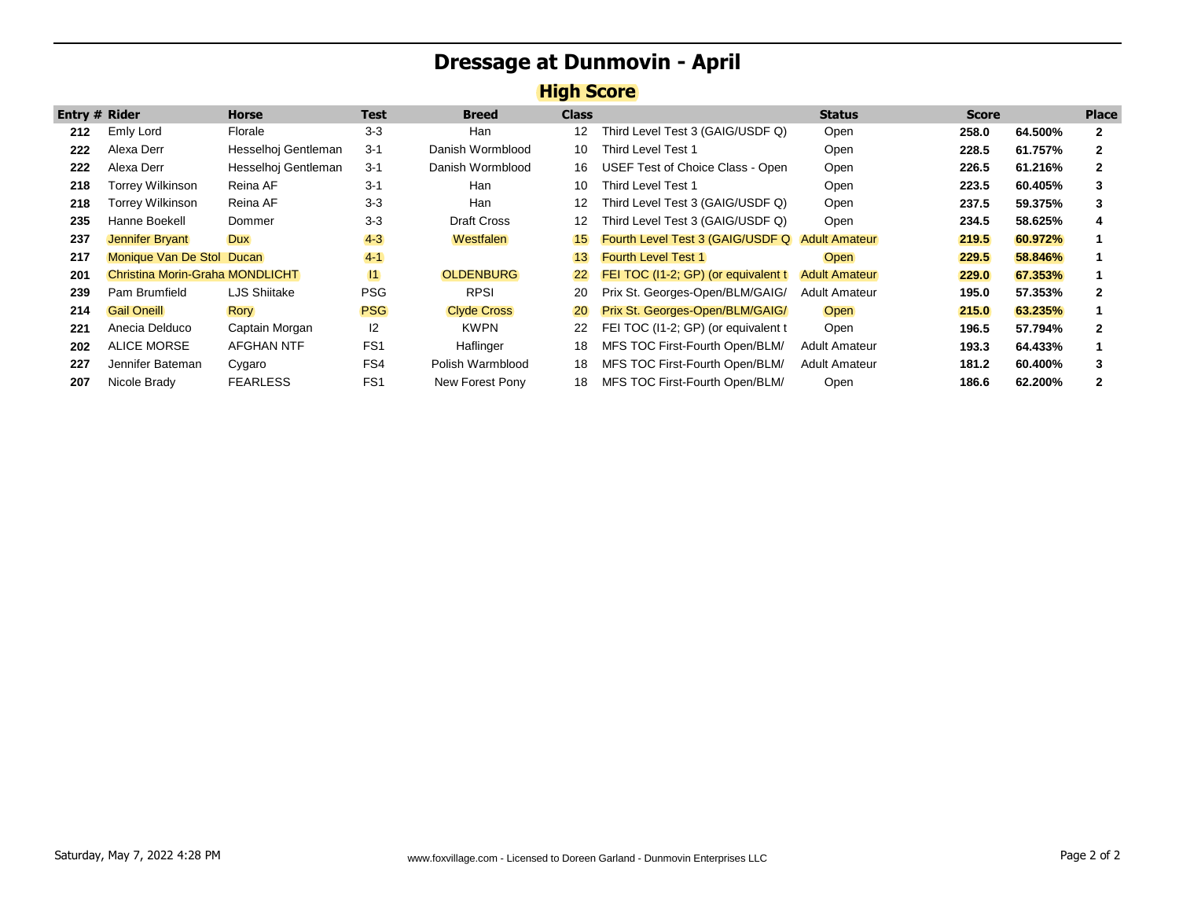# Dressage at Dunmovin - April

## High Score

| Entry # | Rider | Horse | Test | Breed | Class | | Status | Score | | Place |
|---|---|---|---|---|---|---|---|---|---|---|
| 212 | Emly Lord | Florale | 3-3 | Han | 12 | Third Level Test 3 (GAIG/USDF Q) | Open | 258.0 | 64.500% | 2 |
| 222 | Alexa Derr | Hesselhoj Gentleman | 3-1 | Danish Wormblood | 10 | Third Level Test 1 | Open | 228.5 | 61.757% | 2 |
| 222 | Alexa Derr | Hesselhoj Gentleman | 3-1 | Danish Wormblood | 16 | USEF Test of Choice Class - Open | Open | 226.5 | 61.216% | 2 |
| 218 | Torrey Wilkinson | Reina AF | 3-1 | Han | 10 | Third Level Test 1 | Open | 223.5 | 60.405% | 3 |
| 218 | Torrey Wilkinson | Reina AF | 3-3 | Han | 12 | Third Level Test 3 (GAIG/USDF Q) | Open | 237.5 | 59.375% | 3 |
| 235 | Hanne Boekell | Dommer | 3-3 | Draft Cross | 12 | Third Level Test 3 (GAIG/USDF Q) | Open | 234.5 | 58.625% | 4 |
| 237 | Jennifer Bryant | Dux | 4-3 | Westfalen | 15 | Fourth Level Test 3 (GAIG/USDF Q | Adult Amateur | 219.5 | 60.972% | 1 |
| 217 | Monique Van De Stol | Ducan | 4-1 | | 13 | Fourth Level Test 1 | Open | 229.5 | 58.846% | 1 |
| 201 | Christina Morin-Graha | MONDLICHT | I1 | OLDENBURG | 22 | FEI TOC (I1-2; GP) (or equivalent t | Adult Amateur | 229.0 | 67.353% | 1 |
| 239 | Pam Brumfield | LJS Shiitake | PSG | RPSI | 20 | Prix St. Georges-Open/BLM/GAIG/ | Adult Amateur | 195.0 | 57.353% | 2 |
| 214 | Gail Oneill | Rory | PSG | Clyde Cross | 20 | Prix St. Georges-Open/BLM/GAIG/ | Open | 215.0 | 63.235% | 1 |
| 221 | Anecia Delduco | Captain Morgan | I2 | KWPN | 22 | FEI TOC (I1-2; GP) (or equivalent t | Open | 196.5 | 57.794% | 2 |
| 202 | ALICE MORSE | AFGHAN NTF | FS1 | Haflinger | 18 | MFS TOC First-Fourth Open/BLM/ | Adult Amateur | 193.3 | 64.433% | 1 |
| 227 | Jennifer Bateman | Cygaro | FS4 | Polish Warmblood | 18 | MFS TOC First-Fourth Open/BLM/ | Adult Amateur | 181.2 | 60.400% | 3 |
| 207 | Nicole Brady | FEARLESS | FS1 | New Forest Pony | 18 | MFS TOC First-Fourth Open/BLM/ | Open | 186.6 | 62.200% | 2 |

Saturday, May 7, 2022 4:28 PM

www.foxvillage.com - Licensed to Doreen Garland - Dunmovin Enterprises LLC